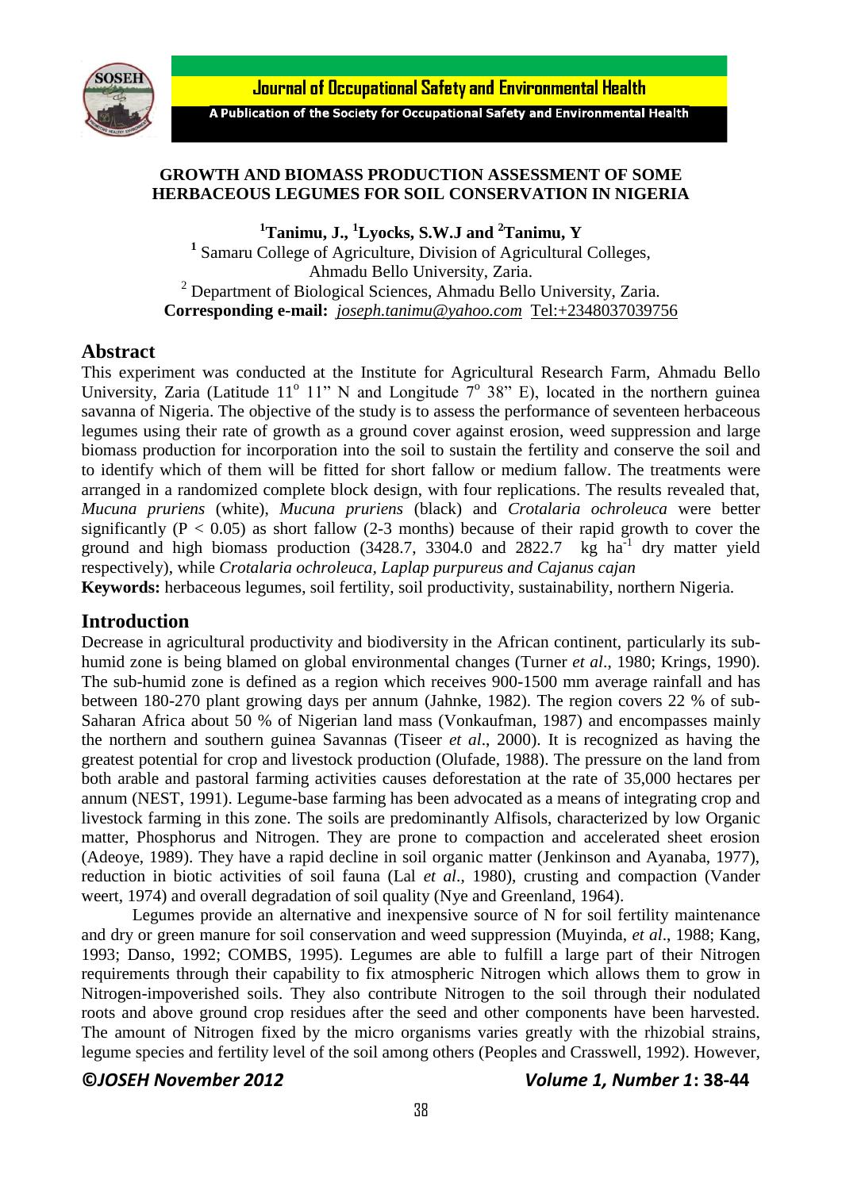# GROWTH AND BIOMASS PRODUCTION ASSESSMENT OF SOME HERBACEOUS LEGUMES FOR SOIL CONSERVATION IN NIGERIA

**[1]Tanimu, J., [1]Lyocks, S.W.J and [2]Tanimu, Y**

[1] Samaru College of Agriculture, Division of Agricultural Colleges, Ahmadu Bello University, Zaria.
[2] Department of Biological Sciences, Ahmadu Bello University, Zaria.
**Corresponding e-mail:** joseph.tanimu@yahoo.com Tel:+2348037039756

## Abstract

This experiment was conducted at the Institute for Agricultural Research Farm, Ahmadu Bello University, Zaria (Latitude 11° 11" N and Longitude 7° 38" E), located in the northern guinea savanna of Nigeria. The objective of the study is to assess the performance of seventeen herbaceous legumes using their rate of growth as a ground cover against erosion, weed suppression and large biomass production for incorporation into the soil to sustain the fertility and conserve the soil and to identify which of them will be fitted for short fallow or medium fallow. The treatments were arranged in a randomized complete block design, with four replications. The results revealed that, *Mucuna pruriens* (white), *Mucuna pruriens* (black) and *Crotalaria ochroleuca* were better significantly ($P < 0.05$) as short fallow (2-3 months) because of their rapid growth to cover the ground and high biomass production (3428.7, 3304.0 and 2822.7 kg $ha^{-1}$ dry matter yield respectively), while *Crotalaria ochroleuca, Laplap purpureus and Cajanus cajan*

**Keywords:** herbaceous legumes, soil fertility, soil productivity, sustainability, northern Nigeria.

## Introduction

Decrease in agricultural productivity and biodiversity in the African continent, particularly its sub-humid zone is being blamed on global environmental changes (Turner *et al*., 1980; Krings, 1990). The sub-humid zone is defined as a region which receives 900-1500 mm average rainfall and has between 180-270 plant growing days per annum (Jahnke, 1982). The region covers 22 % of sub-Saharan Africa about 50 % of Nigerian land mass (Vonkaufman, 1987) and encompasses mainly the northern and southern guinea Savannas (Tiseer *et al*., 2000). It is recognized as having the greatest potential for crop and livestock production (Olufade, 1988). The pressure on the land from both arable and pastoral farming activities causes deforestation at the rate of 35,000 hectares per annum (NEST, 1991). Legume-base farming has been advocated as a means of integrating crop and livestock farming in this zone. The soils are predominantly Alfisols, characterized by low Organic matter, Phosphorus and Nitrogen. They are prone to compaction and accelerated sheet erosion (Adeoye, 1989). They have a rapid decline in soil organic matter (Jenkinson and Ayanaba, 1977), reduction in biotic activities of soil fauna (Lal *et al*., 1980), crusting and compaction (Vander weert, 1974) and overall degradation of soil quality (Nye and Greenland, 1964).

Legumes provide an alternative and inexpensive source of N for soil fertility maintenance and dry or green manure for soil conservation and weed suppression (Muyinda, *et al*., 1988; Kang, 1993; Danso, 1992; COMBS, 1995). Legumes are able to fulfill a large part of their Nitrogen requirements through their capability to fix atmospheric Nitrogen which allows them to grow in Nitrogen-impoverished soils. They also contribute Nitrogen to the soil through their nodulated roots and above ground crop residues after the seed and other components have been harvested. The amount of Nitrogen fixed by the micro organisms varies greatly with the rhizobial strains, legume species and fertility level of the soil among others (Peoples and Crasswell, 1992). However,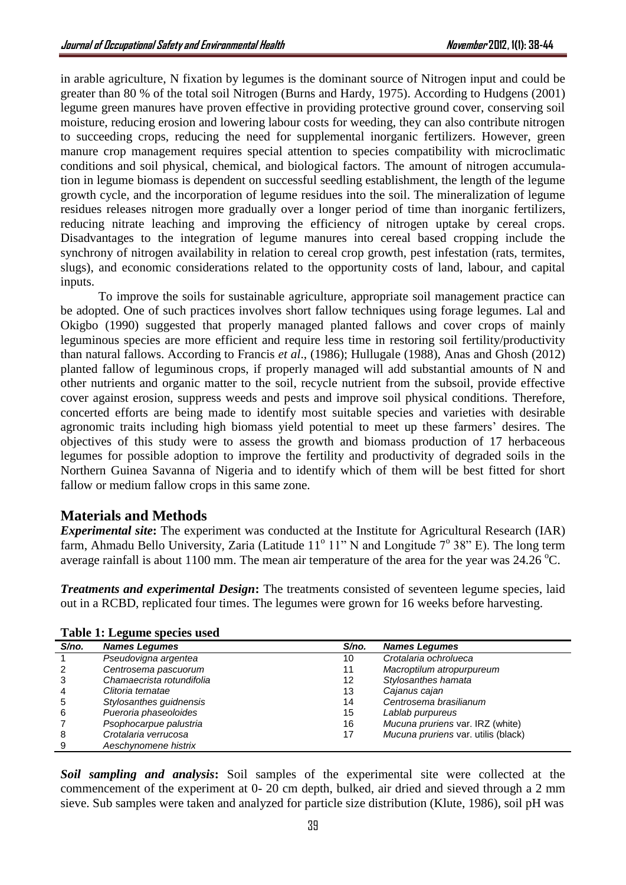in arable agriculture, N fixation by legumes is the dominant source of Nitrogen input and could be greater than 80 % of the total soil Nitrogen (Burns and Hardy, 1975). According to Hudgens (2001) legume green manures have proven effective in providing protective ground cover, conserving soil moisture, reducing erosion and lowering labour costs for weeding, they can also contribute nitrogen to succeeding crops, reducing the need for supplemental inorganic fertilizers. However, green manure crop management requires special attention to species compatibility with microclimatic conditions and soil physical, chemical, and biological factors. The amount of nitrogen accumulation in legume biomass is dependent on successful seedling establishment, the length of the legume growth cycle, and the incorporation of legume residues into the soil. The mineralization of legume residues releases nitrogen more gradually over a longer period of time than inorganic fertilizers, reducing nitrate leaching and improving the efficiency of nitrogen uptake by cereal crops. Disadvantages to the integration of legume manures into cereal based cropping include the synchrony of nitrogen availability in relation to cereal crop growth, pest infestation (rats, termites, slugs), and economic considerations related to the opportunity costs of land, labour, and capital inputs.

To improve the soils for sustainable agriculture, appropriate soil management practice can be adopted. One of such practices involves short fallow techniques using forage legumes. Lal and Okigbo (1990) suggested that properly managed planted fallows and cover crops of mainly leguminous species are more efficient and require less time in restoring soil fertility/productivity than natural fallows. According to Francis *et al*., (1986); Hullugale (1988), Anas and Ghosh (2012) planted fallow of leguminous crops, if properly managed will add substantial amounts of N and other nutrients and organic matter to the soil, recycle nutrient from the subsoil, provide effective cover against erosion, suppress weeds and pests and improve soil physical conditions. Therefore, concerted efforts are being made to identify most suitable species and varieties with desirable agronomic traits including high biomass yield potential to meet up these farmers' desires. The objectives of this study were to assess the growth and biomass production of 17 herbaceous legumes for possible adoption to improve the fertility and productivity of degraded soils in the Northern Guinea Savanna of Nigeria and to identify which of them will be best fitted for short fallow or medium fallow crops in this same zone.

## Materials and Methods

***Experimental site*:** The experiment was conducted at the Institute for Agricultural Research (IAR) farm, Ahmadu Bello University, Zaria (Latitude 11$^{o}$ 11" N and Longitude 7$^{o}$ 38" E). The long term average rainfall is about 1100 mm. The mean air temperature of the area for the year was 24.26 $^{o}$C.

***Treatments and experimental Design*:** The treatments consisted of seventeen legume species, laid out in a RCBD, replicated four times. The legumes were grown for 16 weeks before harvesting.

**Table 1: Legume species used**

| S/no. | Names Legumes | S/no. | Names Legumes |
|---|---|---|---|
| 1 | *Pseudovigna argentea* | 10 | *Crotalaria ochrolueca* |
| 2 | *Centrosema pascuorum* | 11 | *Macroptilum atropurpureum* |
| 3 | *Chamaecrista rotundifolia* | 12 | *Stylosanthes hamata* |
| 4 | *Clitoria ternatae* | 13 | *Cajanus cajan* |
| 5 | *Stylosanthes guidnensis* | 14 | *Centrosema brasilianum* |
| 6 | *Pueroria phaseoloides* | 15 | *Lablab purpureus* |
| 7 | *Psophocarpue palustria* | 16 | *Mucuna pruriens* var. IRZ (white) |
| 8 | *Crotalaria verrucosa* | 17 | *Mucuna pruriens* var. utilis (black) |
| 9 | *Aeschynomene histrix* | | |

***Soil sampling and analysis*:** Soil samples of the experimental site were collected at the commencement of the experiment at 0- 20 cm depth, bulked, air dried and sieved through a 2 mm sieve. Sub samples were taken and analyzed for particle size distribution (Klute, 1986), soil pH was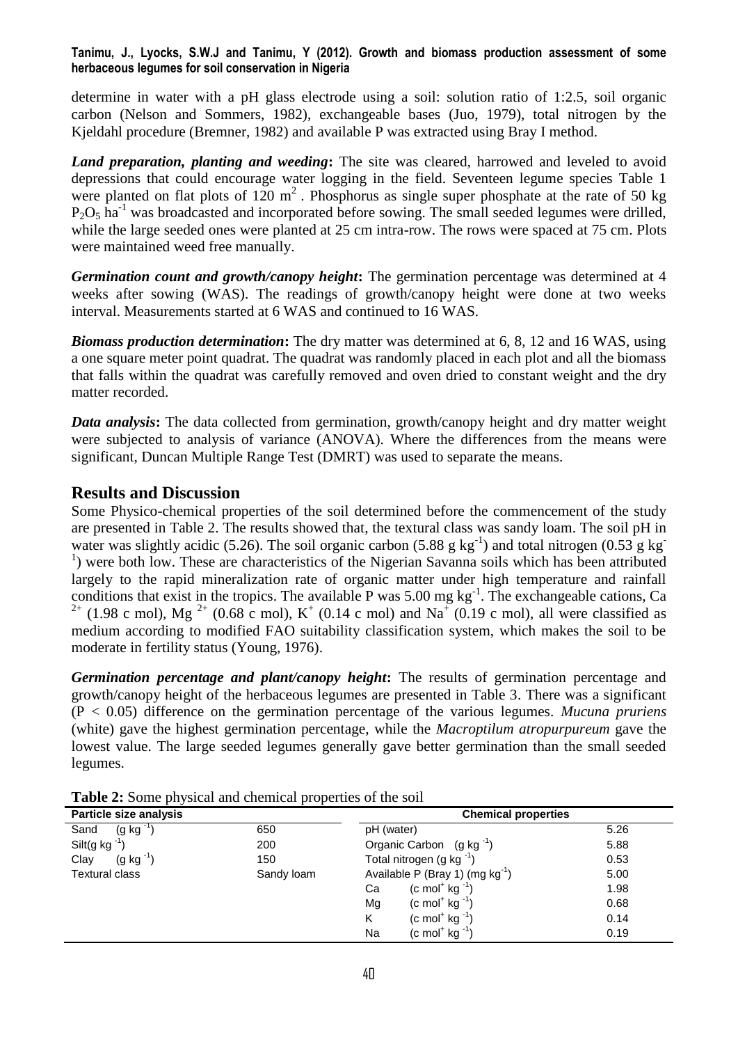determine in water with a pH glass electrode using a soil: solution ratio of 1:2.5, soil organic carbon (Nelson and Sommers, 1982), exchangeable bases (Juo, 1979), total nitrogen by the Kjeldahl procedure (Bremner, 1982) and available P was extracted using Bray I method.

***Land preparation, planting and weeding*:** The site was cleared, harrowed and leveled to avoid depressions that could encourage water logging in the field. Seventeen legume species Table 1 were planted on flat plots of 120 $m^2$ . Phosphorus as single super phosphate at the rate of 50 kg $P_2O_5$ $ha^{-1}$ was broadcasted and incorporated before sowing. The small seeded legumes were drilled, while the large seeded ones were planted at 25 cm intra-row. The rows were spaced at 75 cm. Plots were maintained weed free manually.

***Germination count and growth/canopy height*:** The germination percentage was determined at 4 weeks after sowing (WAS). The readings of growth/canopy height were done at two weeks interval. Measurements started at 6 WAS and continued to 16 WAS.

***Biomass production determination*:** The dry matter was determined at 6, 8, 12 and 16 WAS, using a one square meter point quadrat. The quadrat was randomly placed in each plot and all the biomass that falls within the quadrat was carefully removed and oven dried to constant weight and the dry matter recorded.

***Data analysis*:** The data collected from germination, growth/canopy height and dry matter weight were subjected to analysis of variance (ANOVA). Where the differences from the means were significant, Duncan Multiple Range Test (DMRT) was used to separate the means.

## Results and Discussion

Some Physico-chemical properties of the soil determined before the commencement of the study are presented in Table 2. The results showed that, the textural class was sandy loam. The soil pH in water was slightly acidic (5.26). The soil organic carbon (5.88 g $kg^{-1}$) and total nitrogen (0.53 g $kg^{-1}$) were both low. These are characteristics of the Nigerian Savanna soils which has been attributed largely to the rapid mineralization rate of organic matter under high temperature and rainfall conditions that exist in the tropics. The available P was 5.00 mg $kg^{-1}$. The exchangeable cations, $Ca^{2+}$ (1.98 c mol), $Mg^{2+}$ (0.68 c mol), $K^+$ (0.14 c mol) and $Na^+$ (0.19 c mol), all were classified as medium according to modified FAO suitability classification system, which makes the soil to be moderate in fertility status (Young, 1976).

***Germination percentage and plant/canopy height*:** The results of germination percentage and growth/canopy height of the herbaceous legumes are presented in Table 3. There was a significant ($P < 0.05$) difference on the germination percentage of the various legumes. *Mucuna pruriens* (white) gave the highest germination percentage, while the *Macroptilum atropurpureum* gave the lowest value. The large seeded legumes generally gave better germination than the small seeded legumes.

**Table 2:** Some physical and chemical properties of the soil

| Particle size analysis | | Chemical properties | |
|---|---|---|---|
| Sand (g $kg^{-1}$) | 650 | pH (water) | 5.26 |
| Silt(g $kg^{-1}$) | 200 | Organic Carbon (g $kg^{-1}$) | 5.88 |
| Clay (g $kg^{-1}$) | 150 | Total nitrogen (g $kg^{-1}$) | 0.53 |
| Textural class | Sandy loam | Available P (Bray 1) (mg $kg^{-1}$) | 5.00 |
| | | Ca (c $mol^+$ $kg^{-1}$) | 1.98 |
| | | Mg (c $mol^+$ $kg^{-1}$) | 0.68 |
| | | K (c $mol^+$ $kg^{-1}$) | 0.14 |
| | | Na (c $mol^+$ $kg^{-1}$) | 0.19 |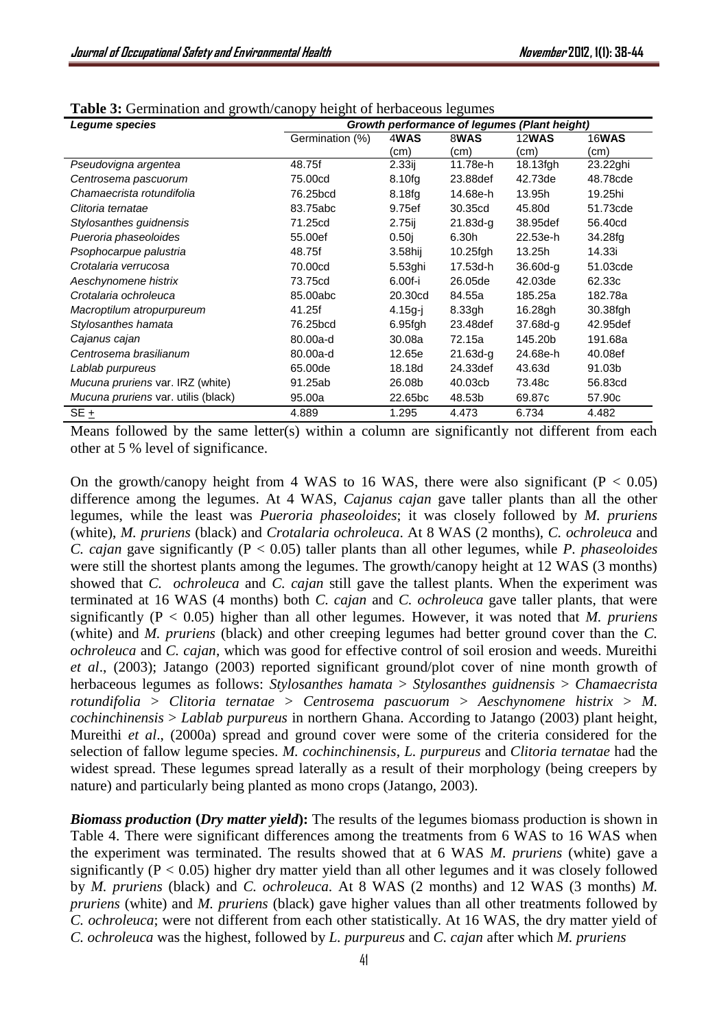**Table 3:** Germination and growth/canopy height of herbaceous legumes

| *Legume species* | *Growth performance of legumes (Plant height)* | | | | |
|---|---|---|---|---|---|
| | Germination (%) | 4**WAS** (cm) | 8**WAS** (cm) | 12**WAS** (cm) | 16**WAS** (cm) |
| *Pseudovigna argentea* | 48.75f | 2.33ij | 11.78e-h | 18.13fgh | 23.22ghi |
| *Centrosema pascuorum* | 75.00cd | 8.10fg | 23.88def | 42.73de | 48.78cde |
| *Chamaecrista rotundifolia* | 76.25bcd | 8.18fg | 14.68e-h | 13.95h | 19.25hi |
| *Clitoria ternatae* | 83.75abc | 9.75ef | 30.35cd | 45.80d | 51.73cde |
| *Stylosanthes guidnensis* | 71.25cd | 2.75ij | 21.83d-g | 38.95def | 56.40cd |
| *Pueroria phaseoloides* | 55.00ef | 0.50j | 6.30h | 22.53e-h | 34.28fg |
| *Psophocarpue palustria* | 48.75f | 3.58hij | 10.25fgh | 13.25h | 14.33i |
| *Crotalaria verrucosa* | 70.00cd | 5.53ghi | 17.53d-h | 36.60d-g | 51.03cde |
| *Aeschynomene histrix* | 73.75cd | 6.00f-i | 26.05de | 42.03de | 62.33c |
| *Crotalaria ochroleuca* | 85.00abc | 20.30cd | 84.55a | 185.25a | 182.78a |
| *Macroptilum atropurpureum* | 41.25f | 4.15g-j | 8.33gh | 16.28gh | 30.38fgh |
| *Stylosanthes hamata* | 76.25bcd | 6.95fgh | 23.48def | 37.68d-g | 42.95def |
| *Cajanus cajan* | 80.00a-d | 30.08a | 72.15a | 145.20b | 191.68a |
| *Centrosema brasilianum* | 80.00a-d | 12.65e | 21.63d-g | 24.68e-h | 40.08ef |
| *Lablab purpureus* | 65.00de | 18.18d | 24.33def | 43.63d | 91.03b |
| *Mucuna pruriens* var. IRZ (white) | 91.25ab | 26.08b | 40.03cb | 73.48c | 56.83cd |
| *Mucuna pruriens* var. utilis (black) | 95.00a | 22.65bc | 48.53b | 69.87c | 57.90c |
| SE $\pm$ | 4.889 | 1.295 | 4.473 | 6.734 | 4.482 |

Means followed by the same letter(s) within a column are significantly not different from each other at 5 % level of significance.

On the growth/canopy height from 4 WAS to 16 WAS, there were also significant ($P < 0.05$) difference among the legumes. At 4 WAS, *Cajanus cajan* gave taller plants than all the other legumes, while the least was *Pueroria phaseoloides*; it was closely followed by *M. pruriens* (white), *M. pruriens* (black) and *Crotalaria ochroleuca*. At 8 WAS (2 months), *C. ochroleuca* and *C. cajan* gave significantly ($P < 0.05$) taller plants than all other legumes, while *P. phaseoloides* were still the shortest plants among the legumes. The growth/canopy height at 12 WAS (3 months) showed that *C. ochroleuca* and *C. cajan* still gave the tallest plants. When the experiment was terminated at 16 WAS (4 months) both *C. cajan* and *C. ochroleuca* gave taller plants, that were significantly ($P < 0.05$) higher than all other legumes. However, it was noted that *M. pruriens* (white) and *M. pruriens* (black) and other creeping legumes had better ground cover than the *C. ochroleuca* and *C. cajan*, which was good for effective control of soil erosion and weeds. Mureithi *et al*., (2003); Jatango (2003) reported significant ground/plot cover of nine month growth of herbaceous legumes as follows: *Stylosanthes hamata* > *Stylosanthes guidnensis* > *Chamaecrista rotundifolia* > *Clitoria ternatae* > *Centrosema pascuorum* > *Aeschynomene histrix* > *M. cochinchinensis* > *Lablab purpureus* in northern Ghana. According to Jatango (2003) plant height, Mureithi *et al*., (2000a) spread and ground cover were some of the criteria considered for the selection of fallow legume species. *M. cochinchinensis*, *L. purpureus* and *Clitoria ternatae* had the widest spread. These legumes spread laterally as a result of their morphology (being creepers by nature) and particularly being planted as mono crops (Jatango, 2003).

***Biomass production*** **(*Dry matter yield*):** The results of the legumes biomass production is shown in Table 4. There were significant differences among the treatments from 6 WAS to 16 WAS when the experiment was terminated. The results showed that at 6 WAS *M. pruriens* (white) gave a significantly ($P < 0.05$) higher dry matter yield than all other legumes and it was closely followed by *M. pruriens* (black) and *C. ochroleuca*. At 8 WAS (2 months) and 12 WAS (3 months) *M. pruriens* (white) and *M. pruriens* (black) gave higher values than all other treatments followed by *C. ochroleuca*; were not different from each other statistically. At 16 WAS, the dry matter yield of *C. ochroleuca* was the highest, followed by *L. purpureus* and *C. cajan* after which *M. pruriens*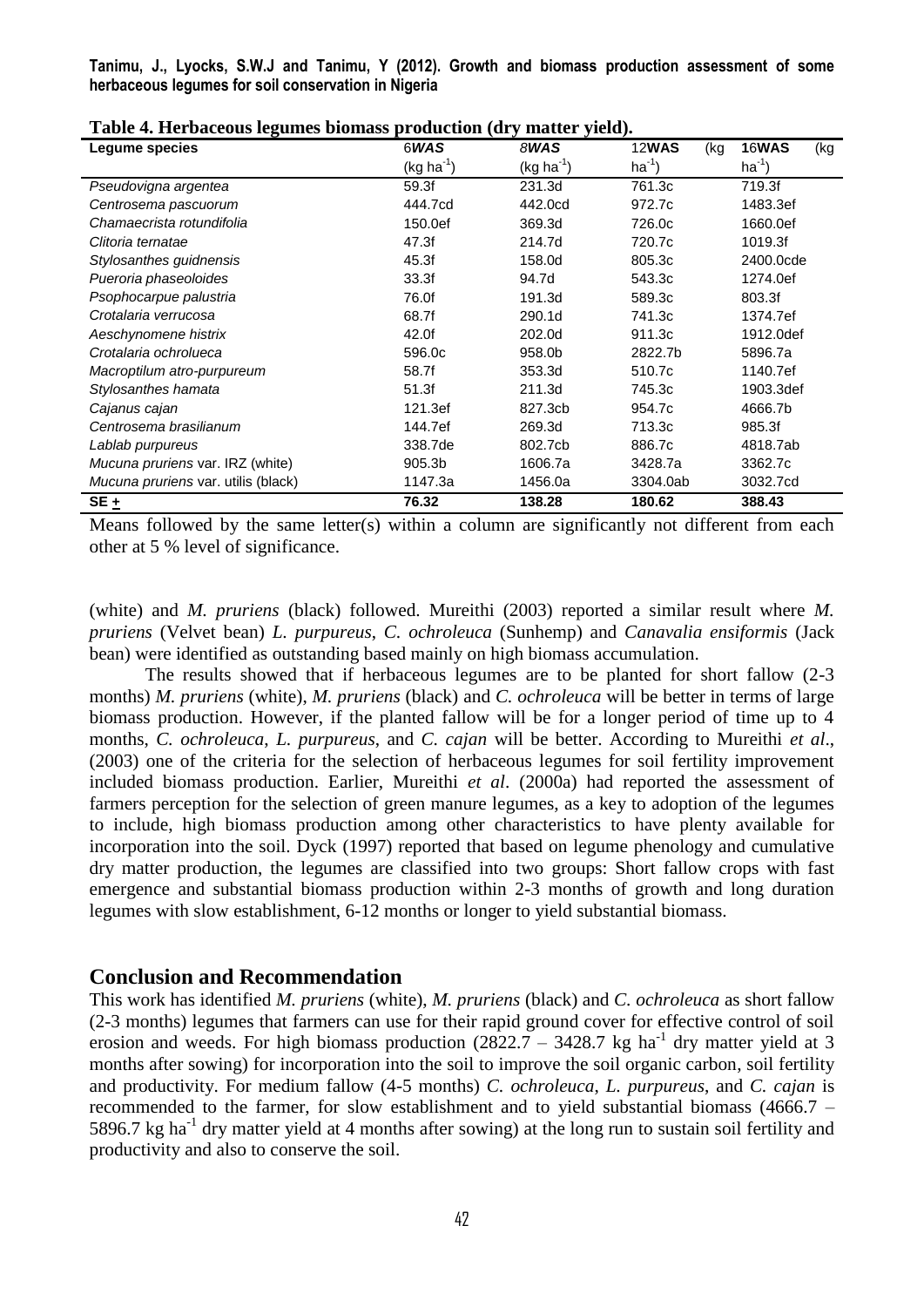**Table 4. Herbaceous legumes biomass production (dry matter yield).**

| Legume species | 6*WAS* ($kg\ ha^{-1}$) | 8*WAS* ($kg\ ha^{-1}$) | 12**WAS** ($kg\ ha^{-1}$) | 16**WAS** ($kg\ ha^{-1}$) |
|---|---|---|---|---|
| *Pseudovigna argentea* | 59.3f | 231.3d | 761.3c | 719.3f |
| *Centrosema pascuorum* | 444.7cd | 442.0cd | 972.7c | 1483.3ef |
| *Chamaecrista rotundifolia* | 150.0ef | 369.3d | 726.0c | 1660.0ef |
| *Clitoria ternatae* | 47.3f | 214.7d | 720.7c | 1019.3f |
| *Stylosanthes guidnensis* | 45.3f | 158.0d | 805.3c | 2400.0cde |
| *Pueroria phaseoloides* | 33.3f | 94.7d | 543.3c | 1274.0ef |
| *Psophocarpue palustria* | 76.0f | 191.3d | 589.3c | 803.3f |
| *Crotalaria verrucosa* | 68.7f | 290.1d | 741.3c | 1374.7ef |
| *Aeschynomene histrix* | 42.0f | 202.0d | 911.3c | 1912.0def |
| *Crotalaria ochrolueca* | 596.0c | 958.0b | 2822.7b | 5896.7a |
| *Macroptilum atro-purpureum* | 58.7f | 353.3d | 510.7c | 1140.7ef |
| *Stylosanthes hamata* | 51.3f | 211.3d | 745.3c | 1903.3def |
| *Cajanus cajan* | 121.3ef | 827.3cb | 954.7c | 4666.7b |
| *Centrosema brasilianum* | 144.7ef | 269.3d | 713.3c | 985.3f |
| *Lablab purpureus* | 338.7de | 802.7cb | 886.7c | 4818.7ab |
| *Mucuna pruriens* var. IRZ (white) | 905.3b | 1606.7a | 3428.7a | 3362.7c |
| *Mucuna pruriens* var. utilis (black) | 1147.3a | 1456.0a | 3304.0ab | 3032.7cd |
| **SE ±** | **76.32** | **138.28** | **180.62** | **388.43** |

Means followed by the same letter(s) within a column are significantly not different from each other at 5 % level of significance.

(white) and *M. pruriens* (black) followed. Mureithi (2003) reported a similar result where *M. pruriens* (Velvet bean) *L. purpureus*, *C. ochroleuca* (Sunhemp) and *Canavalia ensiformis* (Jack bean) were identified as outstanding based mainly on high biomass accumulation.

The results showed that if herbaceous legumes are to be planted for short fallow (2-3 months) *M. pruriens* (white), *M. pruriens* (black) and *C. ochroleuca* will be better in terms of large biomass production. However, if the planted fallow will be for a longer period of time up to 4 months, *C. ochroleuca*, *L. purpureus*, and *C. cajan* will be better. According to Mureithi *et al*., (2003) one of the criteria for the selection of herbaceous legumes for soil fertility improvement included biomass production. Earlier, Mureithi *et al*. (2000a) had reported the assessment of farmers perception for the selection of green manure legumes, as a key to adoption of the legumes to include, high biomass production among other characteristics to have plenty available for incorporation into the soil. Dyck (1997) reported that based on legume phenology and cumulative dry matter production, the legumes are classified into two groups: Short fallow crops with fast emergence and substantial biomass production within 2-3 months of growth and long duration legumes with slow establishment, 6-12 months or longer to yield substantial biomass.

## Conclusion and Recommendation

This work has identified *M. pruriens* (white), *M. pruriens* (black) and *C. ochroleuca* as short fallow (2-3 months) legumes that farmers can use for their rapid ground cover for effective control of soil erosion and weeds. For high biomass production (2822.7 – 3428.7 $kg\ ha^{-1}$ dry matter yield at 3 months after sowing) for incorporation into the soil to improve the soil organic carbon, soil fertility and productivity. For medium fallow (4-5 months) *C. ochroleuca*, *L. purpureus*, and *C. cajan* is recommended to the farmer, for slow establishment and to yield substantial biomass (4666.7 – 5896.7 $kg\ ha^{-1}$ dry matter yield at 4 months after sowing) at the long run to sustain soil fertility and productivity and also to conserve the soil.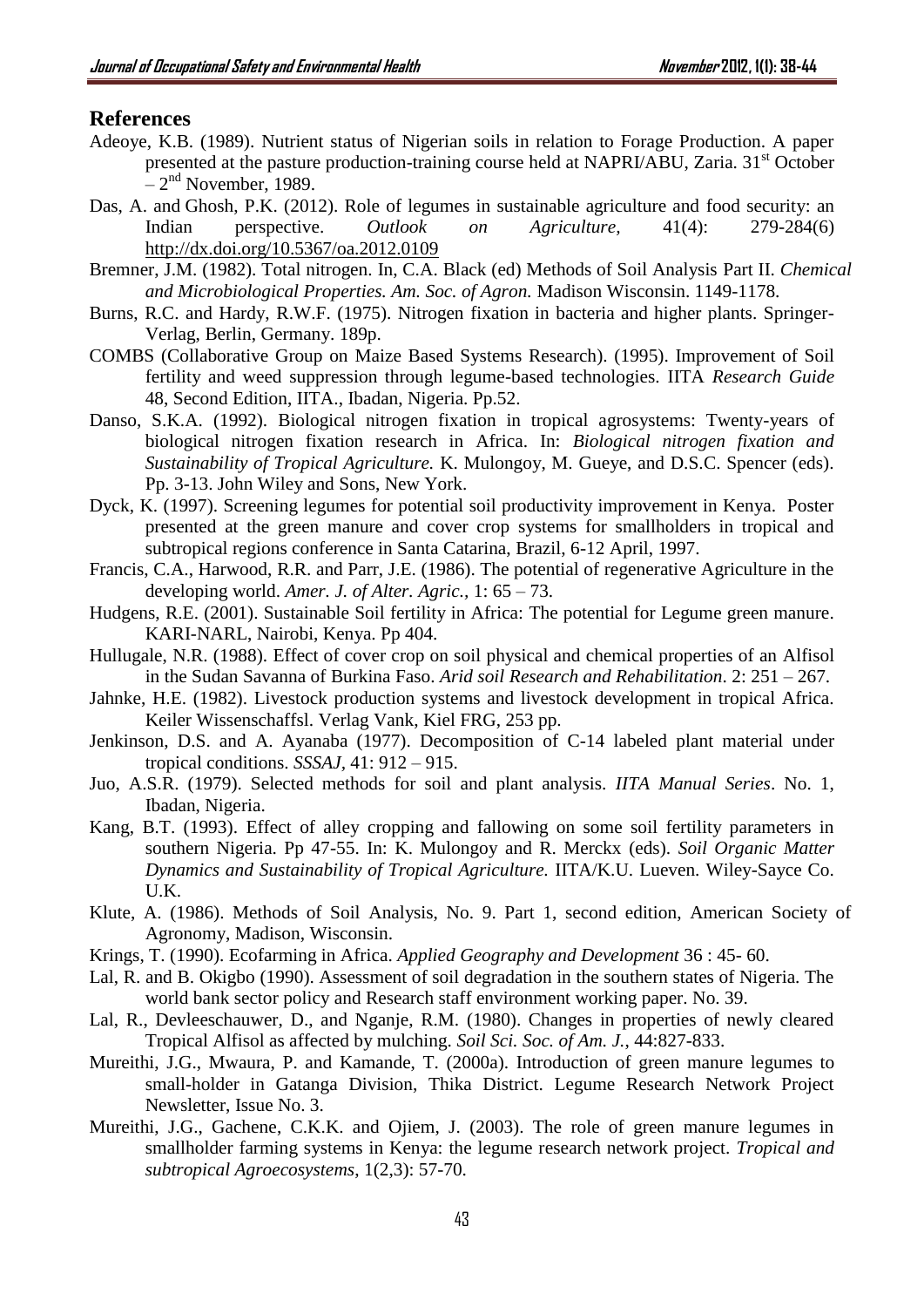## References

Adeoye, K.B. (1989). Nutrient status of Nigerian soils in relation to Forage Production. A paper presented at the pasture production-training course held at NAPRI/ABU, Zaria. 31st October – 2nd November, 1989.

Das, A. and Ghosh, P.K. (2012). Role of legumes in sustainable agriculture and food security: an Indian perspective. *Outlook on Agriculture*, 41(4): 279-284(6) http://dx.doi.org/10.5367/oa.2012.0109

Bremner, J.M. (1982). Total nitrogen. In, C.A. Black (ed) Methods of Soil Analysis Part II. *Chemical and Microbiological Properties. Am. Soc. of Agron.* Madison Wisconsin. 1149-1178.

Burns, R.C. and Hardy, R.W.F. (1975). Nitrogen fixation in bacteria and higher plants. Springer-Verlag, Berlin, Germany. 189p.

COMBS (Collaborative Group on Maize Based Systems Research). (1995). Improvement of Soil fertility and weed suppression through legume-based technologies. IITA *Research Guide* 48, Second Edition, IITA., Ibadan, Nigeria. Pp.52.

Danso, S.K.A. (1992). Biological nitrogen fixation in tropical agrosystems: Twenty-years of biological nitrogen fixation research in Africa. In: *Biological nitrogen fixation and Sustainability of Tropical Agriculture.* K. Mulongoy, M. Gueye, and D.S.C. Spencer (eds). Pp. 3-13. John Wiley and Sons, New York.

Dyck, K. (1997). Screening legumes for potential soil productivity improvement in Kenya. Poster presented at the green manure and cover crop systems for smallholders in tropical and subtropical regions conference in Santa Catarina, Brazil, 6-12 April, 1997.

Francis, C.A., Harwood, R.R. and Parr, J.E. (1986). The potential of regenerative Agriculture in the developing world. *Amer. J. of Alter. Agric.*, 1: 65 – 73.

Hudgens, R.E. (2001). Sustainable Soil fertility in Africa: The potential for Legume green manure. KARI-NARL, Nairobi, Kenya. Pp 404.

Hullugale, N.R. (1988). Effect of cover crop on soil physical and chemical properties of an Alfisol in the Sudan Savanna of Burkina Faso. *Arid soil Research and Rehabilitation*. 2: 251 – 267.

Jahnke, H.E. (1982). Livestock production systems and livestock development in tropical Africa. Keiler Wissenschaffsl. Verlag Vank, Kiel FRG, 253 pp.

Jenkinson, D.S. and A. Ayanaba (1977). Decomposition of C-14 labeled plant material under tropical conditions. *SSSAJ*, 41: 912 – 915.

Juo, A.S.R. (1979). Selected methods for soil and plant analysis. *IITA Manual Series*. No. 1, Ibadan, Nigeria.

Kang, B.T. (1993). Effect of alley cropping and fallowing on some soil fertility parameters in southern Nigeria. Pp 47-55. In: K. Mulongoy and R. Merckx (eds). *Soil Organic Matter Dynamics and Sustainability of Tropical Agriculture.* IITA/K.U. Lueven. Wiley-Sayce Co. U.K.

Klute, A. (1986). Methods of Soil Analysis, No. 9. Part 1, second edition, American Society of Agronomy, Madison, Wisconsin.

Krings, T. (1990). Ecofarming in Africa. *Applied Geography and Development* 36 : 45- 60.

Lal, R. and B. Okigbo (1990). Assessment of soil degradation in the southern states of Nigeria. The world bank sector policy and Research staff environment working paper. No. 39.

Lal, R., Devleeschauwer, D., and Nganje, R.M. (1980). Changes in properties of newly cleared Tropical Alfisol as affected by mulching. *Soil Sci. Soc. of Am. J.*, 44:827-833.

Mureithi, J.G., Mwaura, P. and Kamande, T. (2000a). Introduction of green manure legumes to small-holder in Gatanga Division, Thika District. Legume Research Network Project Newsletter, Issue No. 3.

Mureithi, J.G., Gachene, C.K.K. and Ojiem, J. (2003). The role of green manure legumes in smallholder farming systems in Kenya: the legume research network project. *Tropical and subtropical Agroecosystems*, 1(2,3): 57-70.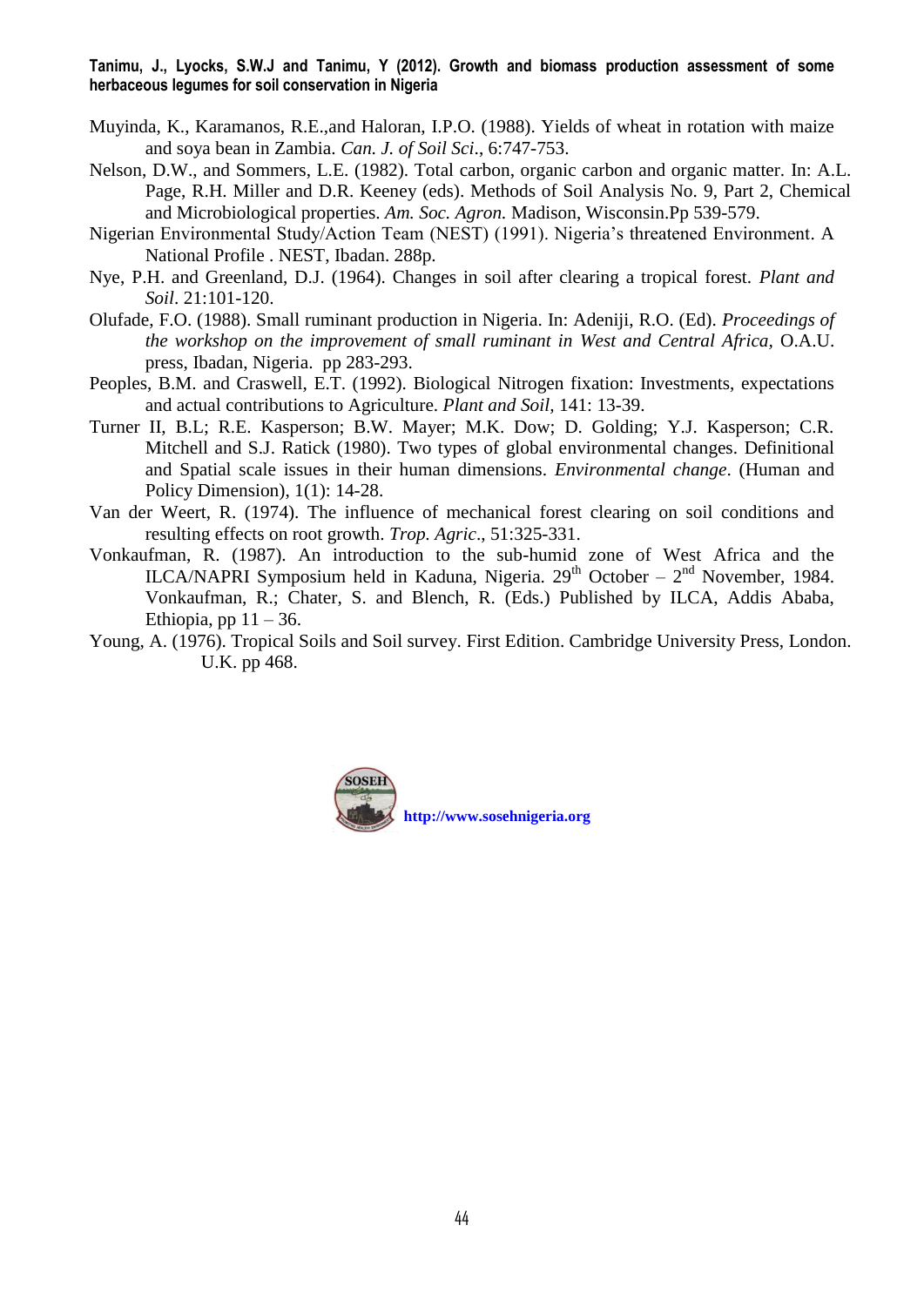Muyinda, K., Karamanos, R.E.,and Haloran, I.P.O. (1988). Yields of wheat in rotation with maize and soya bean in Zambia. *Can. J. of Soil Sci*., 6:747-753.

Nelson, D.W., and Sommers, L.E. (1982). Total carbon, organic carbon and organic matter. In: A.L. Page, R.H. Miller and D.R. Keeney (eds). Methods of Soil Analysis No. 9, Part 2, Chemical and Microbiological properties. *Am. Soc. Agron.* Madison, Wisconsin.Pp 539-579.

Nigerian Environmental Study/Action Team (NEST) (1991). Nigeria's threatened Environment. A National Profile . NEST, Ibadan. 288p.

Nye, P.H. and Greenland, D.J. (1964). Changes in soil after clearing a tropical forest. *Plant and Soil*. 21:101-120.

Olufade, F.O. (1988). Small ruminant production in Nigeria. In: Adeniji, R.O. (Ed). *Proceedings of the workshop on the improvement of small ruminant in West and Central Africa,* O.A.U. press, Ibadan, Nigeria. pp 283-293.

Peoples, B.M. and Craswell, E.T. (1992). Biological Nitrogen fixation: Investments, expectations and actual contributions to Agriculture. *Plant and Soil,* 141: 13-39.

Turner II, B.L; R.E. Kasperson; B.W. Mayer; M.K. Dow; D. Golding; Y.J. Kasperson; C.R. Mitchell and S.J. Ratick (1980). Two types of global environmental changes. Definitional and Spatial scale issues in their human dimensions. *Environmental change*. (Human and Policy Dimension), 1(1): 14-28.

Van der Weert, R. (1974). The influence of mechanical forest clearing on soil conditions and resulting effects on root growth. *Trop. Agric*., 51:325-331.

Vonkaufman, R. (1987). An introduction to the sub-humid zone of West Africa and the ILCA/NAPRI Symposium held in Kaduna, Nigeria. 29th October – 2nd November, 1984. Vonkaufman, R.; Chater, S. and Blench, R. (Eds.) Published by ILCA, Addis Ababa, Ethiopia, pp 11 – 36.

Young, A. (1976). Tropical Soils and Soil survey. First Edition. Cambridge University Press, London. U.K. pp 468.

http://www.sosehnigeria.org